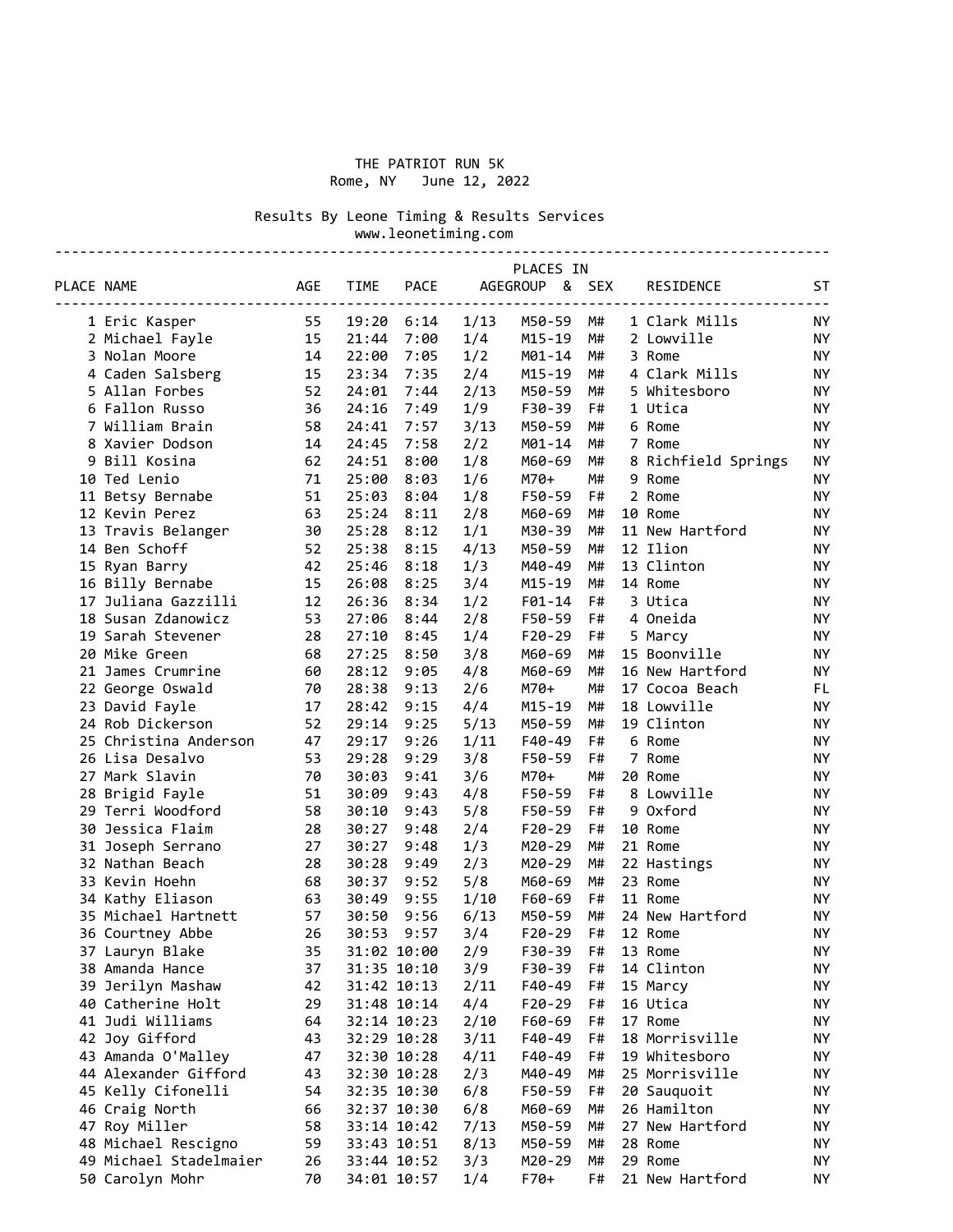# THE PATRIOT RUN 5K

Rome, NY June 12, 2022

Results By Leone Timing & Results Services
www.leonetiming.com

| PLACE | NAME | AGE | TIME | PACE | PLACES IN AGEGROUP | & | SEX | | RESIDENCE | ST |
|---|---|---|---|---|---|---|---|---|---|---|
| 1 | Eric Kasper | 55 | 19:20 | 6:14 | 1/13 | M50-59 | M# | 1 | Clark Mills | NY |
| 2 | Michael Fayle | 15 | 21:44 | 7:00 | 1/4 | M15-19 | M# | 2 | Lowville | NY |
| 3 | Nolan Moore | 14 | 22:00 | 7:05 | 1/2 | M01-14 | M# | 3 | Rome | NY |
| 4 | Caden Salsberg | 15 | 23:34 | 7:35 | 2/4 | M15-19 | M# | 4 | Clark Mills | NY |
| 5 | Allan Forbes | 52 | 24:01 | 7:44 | 2/13 | M50-59 | M# | 5 | Whitesboro | NY |
| 6 | Fallon Russo | 36 | 24:16 | 7:49 | 1/9 | F30-39 | F# | 1 | Utica | NY |
| 7 | William Brain | 58 | 24:41 | 7:57 | 3/13 | M50-59 | M# | 6 | Rome | NY |
| 8 | Xavier Dodson | 14 | 24:45 | 7:58 | 2/2 | M01-14 | M# | 7 | Rome | NY |
| 9 | Bill Kosina | 62 | 24:51 | 8:00 | 1/8 | M60-69 | M# | 8 | Richfield Springs | NY |
| 10 | Ted Lenio | 71 | 25:00 | 8:03 | 1/6 | M70+ | M# | 9 | Rome | NY |
| 11 | Betsy Bernabe | 51 | 25:03 | 8:04 | 1/8 | F50-59 | F# | 2 | Rome | NY |
| 12 | Kevin Perez | 63 | 25:24 | 8:11 | 2/8 | M60-69 | M# | 10 | Rome | NY |
| 13 | Travis Belanger | 30 | 25:28 | 8:12 | 1/1 | M30-39 | M# | 11 | New Hartford | NY |
| 14 | Ben Schoff | 52 | 25:38 | 8:15 | 4/13 | M50-59 | M# | 12 | Ilion | NY |
| 15 | Ryan Barry | 42 | 25:46 | 8:18 | 1/3 | M40-49 | M# | 13 | Clinton | NY |
| 16 | Billy Bernabe | 15 | 26:08 | 8:25 | 3/4 | M15-19 | M# | 14 | Rome | NY |
| 17 | Juliana Gazzilli | 12 | 26:36 | 8:34 | 1/2 | F01-14 | F# | 3 | Utica | NY |
| 18 | Susan Zdanowicz | 53 | 27:06 | 8:44 | 2/8 | F50-59 | F# | 4 | Oneida | NY |
| 19 | Sarah Stevener | 28 | 27:10 | 8:45 | 1/4 | F20-29 | F# | 5 | Marcy | NY |
| 20 | Mike Green | 68 | 27:25 | 8:50 | 3/8 | M60-69 | M# | 15 | Boonville | NY |
| 21 | James Crumrine | 60 | 28:12 | 9:05 | 4/8 | M60-69 | M# | 16 | New Hartford | NY |
| 22 | George Oswald | 70 | 28:38 | 9:13 | 2/6 | M70+ | M# | 17 | Cocoa Beach | FL |
| 23 | David Fayle | 17 | 28:42 | 9:15 | 4/4 | M15-19 | M# | 18 | Lowville | NY |
| 24 | Rob Dickerson | 52 | 29:14 | 9:25 | 5/13 | M50-59 | M# | 19 | Clinton | NY |
| 25 | Christina Anderson | 47 | 29:17 | 9:26 | 1/11 | F40-49 | F# | 6 | Rome | NY |
| 26 | Lisa Desalvo | 53 | 29:28 | 9:29 | 3/8 | F50-59 | F# | 7 | Rome | NY |
| 27 | Mark Slavin | 70 | 30:03 | 9:41 | 3/6 | M70+ | M# | 20 | Rome | NY |
| 28 | Brigid Fayle | 51 | 30:09 | 9:43 | 4/8 | F50-59 | F# | 8 | Lowville | NY |
| 29 | Terri Woodford | 58 | 30:10 | 9:43 | 5/8 | F50-59 | F# | 9 | Oxford | NY |
| 30 | Jessica Flaim | 28 | 30:27 | 9:48 | 2/4 | F20-29 | F# | 10 | Rome | NY |
| 31 | Joseph Serrano | 27 | 30:27 | 9:48 | 1/3 | M20-29 | M# | 21 | Rome | NY |
| 32 | Nathan Beach | 28 | 30:28 | 9:49 | 2/3 | M20-29 | M# | 22 | Hastings | NY |
| 33 | Kevin Hoehn | 68 | 30:37 | 9:52 | 5/8 | M60-69 | M# | 23 | Rome | NY |
| 34 | Kathy Eliason | 63 | 30:49 | 9:55 | 1/10 | F60-69 | F# | 11 | Rome | NY |
| 35 | Michael Hartnett | 57 | 30:50 | 9:56 | 6/13 | M50-59 | M# | 24 | New Hartford | NY |
| 36 | Courtney Abbe | 26 | 30:53 | 9:57 | 3/4 | F20-29 | F# | 12 | Rome | NY |
| 37 | Lauryn Blake | 35 | 31:02 | 10:00 | 2/9 | F30-39 | F# | 13 | Rome | NY |
| 38 | Amanda Hance | 37 | 31:35 | 10:10 | 3/9 | F30-39 | F# | 14 | Clinton | NY |
| 39 | Jerilyn Mashaw | 42 | 31:42 | 10:13 | 2/11 | F40-49 | F# | 15 | Marcy | NY |
| 40 | Catherine Holt | 29 | 31:48 | 10:14 | 4/4 | F20-29 | F# | 16 | Utica | NY |
| 41 | Judi Williams | 64 | 32:14 | 10:23 | 2/10 | F60-69 | F# | 17 | Rome | NY |
| 42 | Joy Gifford | 43 | 32:29 | 10:28 | 3/11 | F40-49 | F# | 18 | Morrisville | NY |
| 43 | Amanda O'Malley | 47 | 32:30 | 10:28 | 4/11 | F40-49 | F# | 19 | Whitesboro | NY |
| 44 | Alexander Gifford | 43 | 32:30 | 10:28 | 2/3 | M40-49 | M# | 25 | Morrisville | NY |
| 45 | Kelly Cifonelli | 54 | 32:35 | 10:30 | 6/8 | F50-59 | F# | 20 | Sauquoit | NY |
| 46 | Craig North | 66 | 32:37 | 10:30 | 6/8 | M60-69 | M# | 26 | Hamilton | NY |
| 47 | Roy Miller | 58 | 33:14 | 10:42 | 7/13 | M50-59 | M# | 27 | New Hartford | NY |
| 48 | Michael Rescigno | 59 | 33:43 | 10:51 | 8/13 | M50-59 | M# | 28 | Rome | NY |
| 49 | Michael Stadelmaier | 26 | 33:44 | 10:52 | 3/3 | M20-29 | M# | 29 | Rome | NY |
| 50 | Carolyn Mohr | 70 | 34:01 | 10:57 | 1/4 | F70+ | F# | 21 | New Hartford | NY |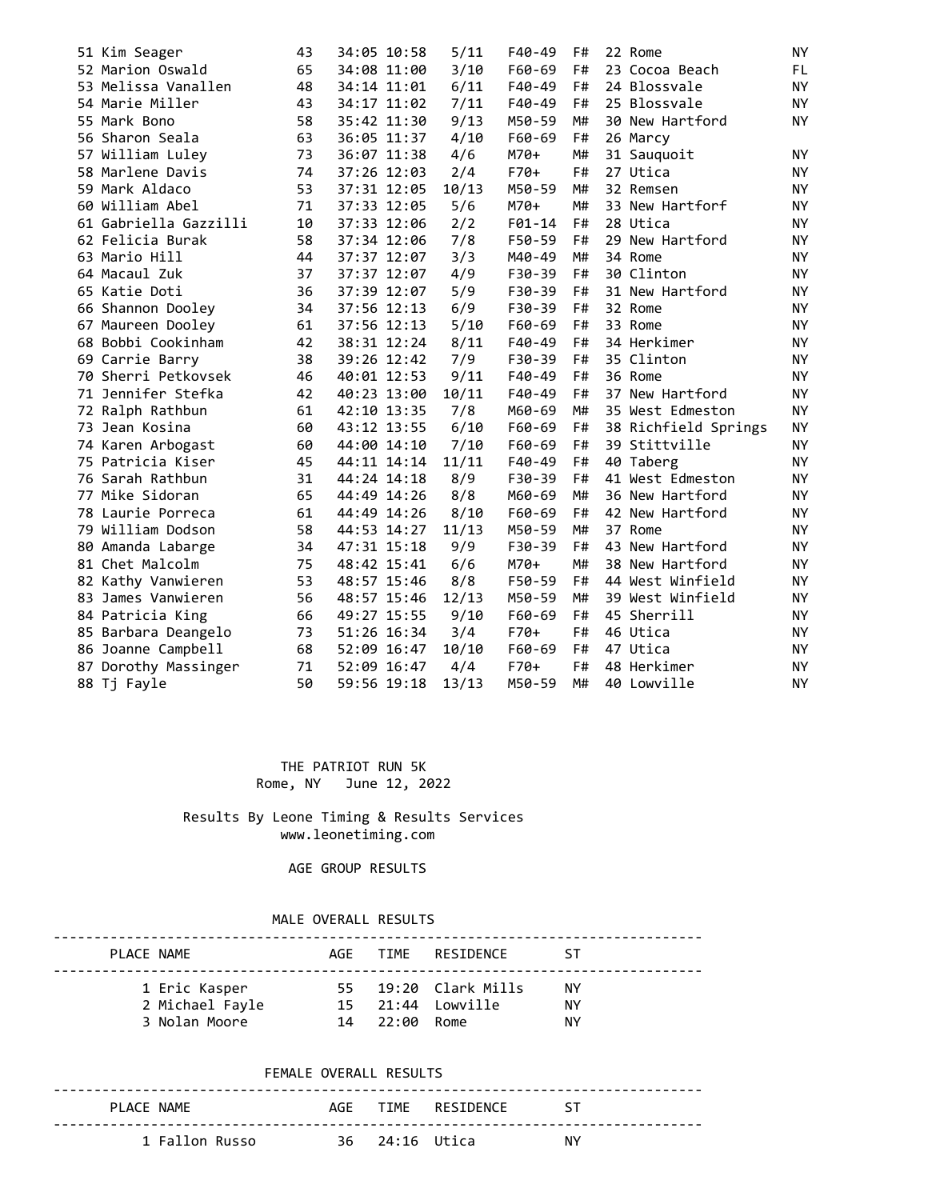| Place | Name | Age | Time | Pace | Div Place | Division | Sex | Sex Place | City | ST |
|---|---|---|---|---|---|---|---|---|---|---|
| 51 | Kim Seager | 43 | 34:05 | 10:58 | 5/11 | F40-49 | F# | 22 | Rome | NY |
| 52 | Marion Oswald | 65 | 34:08 | 11:00 | 3/10 | F60-69 | F# | 23 | Cocoa Beach | FL |
| 53 | Melissa Vanallen | 48 | 34:14 | 11:01 | 6/11 | F40-49 | F# | 24 | Blossvale | NY |
| 54 | Marie Miller | 43 | 34:17 | 11:02 | 7/11 | F40-49 | F# | 25 | Blossvale | NY |
| 55 | Mark Bono | 58 | 35:42 | 11:30 | 9/13 | M50-59 | M# | 30 | New Hartford | NY |
| 56 | Sharon Seala | 63 | 36:05 | 11:37 | 4/10 | F60-69 | F# | 26 | Marcy | |
| 57 | William Luley | 73 | 36:07 | 11:38 | 4/6 | M70+ | M# | 31 | Sauquoit | NY |
| 58 | Marlene Davis | 74 | 37:26 | 12:03 | 2/4 | F70+ | F# | 27 | Utica | NY |
| 59 | Mark Aldaco | 53 | 37:31 | 12:05 | 10/13 | M50-59 | M# | 32 | Remsen | NY |
| 60 | William Abel | 71 | 37:33 | 12:05 | 5/6 | M70+ | M# | 33 | New Hartforf | NY |
| 61 | Gabriella Gazzilli | 10 | 37:33 | 12:06 | 2/2 | F01-14 | F# | 28 | Utica | NY |
| 62 | Felicia Burak | 58 | 37:34 | 12:06 | 7/8 | F50-59 | F# | 29 | New Hartford | NY |
| 63 | Mario Hill | 44 | 37:37 | 12:07 | 3/3 | M40-49 | M# | 34 | Rome | NY |
| 64 | Macaul Zuk | 37 | 37:37 | 12:07 | 4/9 | F30-39 | F# | 30 | Clinton | NY |
| 65 | Katie Doti | 36 | 37:39 | 12:07 | 5/9 | F30-39 | F# | 31 | New Hartford | NY |
| 66 | Shannon Dooley | 34 | 37:56 | 12:13 | 6/9 | F30-39 | F# | 32 | Rome | NY |
| 67 | Maureen Dooley | 61 | 37:56 | 12:13 | 5/10 | F60-69 | F# | 33 | Rome | NY |
| 68 | Bobbi Cookinham | 42 | 38:31 | 12:24 | 8/11 | F40-49 | F# | 34 | Herkimer | NY |
| 69 | Carrie Barry | 38 | 39:26 | 12:42 | 7/9 | F30-39 | F# | 35 | Clinton | NY |
| 70 | Sherri Petkovsek | 46 | 40:01 | 12:53 | 9/11 | F40-49 | F# | 36 | Rome | NY |
| 71 | Jennifer Stefka | 42 | 40:23 | 13:00 | 10/11 | F40-49 | F# | 37 | New Hartford | NY |
| 72 | Ralph Rathbun | 61 | 42:10 | 13:35 | 7/8 | M60-69 | M# | 35 | West Edmeston | NY |
| 73 | Jean Kosina | 60 | 43:12 | 13:55 | 6/10 | F60-69 | F# | 38 | Richfield Springs | NY |
| 74 | Karen Arbogast | 60 | 44:00 | 14:10 | 7/10 | F60-69 | F# | 39 | Stittville | NY |
| 75 | Patricia Kiser | 45 | 44:11 | 14:14 | 11/11 | F40-49 | F# | 40 | Taberg | NY |
| 76 | Sarah Rathbun | 31 | 44:24 | 14:18 | 8/9 | F30-39 | F# | 41 | West Edmeston | NY |
| 77 | Mike Sidoran | 65 | 44:49 | 14:26 | 8/8 | M60-69 | M# | 36 | New Hartford | NY |
| 78 | Laurie Porreca | 61 | 44:49 | 14:26 | 8/10 | F60-69 | F# | 42 | New Hartford | NY |
| 79 | William Dodson | 58 | 44:53 | 14:27 | 11/13 | M50-59 | M# | 37 | Rome | NY |
| 80 | Amanda Labarge | 34 | 47:31 | 15:18 | 9/9 | F30-39 | F# | 43 | New Hartford | NY |
| 81 | Chet Malcolm | 75 | 48:42 | 15:41 | 6/6 | M70+ | M# | 38 | New Hartford | NY |
| 82 | Kathy Vanwieren | 53 | 48:57 | 15:46 | 8/8 | F50-59 | F# | 44 | West Winfield | NY |
| 83 | James Vanwieren | 56 | 48:57 | 15:46 | 12/13 | M50-59 | M# | 39 | West Winfield | NY |
| 84 | Patricia King | 66 | 49:27 | 15:55 | 9/10 | F60-69 | F# | 45 | Sherrill | NY |
| 85 | Barbara Deangelo | 73 | 51:26 | 16:34 | 3/4 | F70+ | F# | 46 | Utica | NY |
| 86 | Joanne Campbell | 68 | 52:09 | 16:47 | 10/10 | F60-69 | F# | 47 | Utica | NY |
| 87 | Dorothy Massinger | 71 | 52:09 | 16:47 | 4/4 | F70+ | F# | 48 | Herkimer | NY |
| 88 | Tj Fayle | 50 | 59:56 | 19:18 | 13/13 | M50-59 | M# | 40 | Lowville | NY |

# THE PATRIOT RUN 5K

Rome, NY June 12, 2022

Results By Leone Timing & Results Services
www.leonetiming.com

## AGE GROUP RESULTS

### MALE OVERALL RESULTS

| PLACE | NAME | AGE | TIME | RESIDENCE | ST |
|---|---|---|---|---|---|
| 1 | Eric Kasper | 55 | 19:20 | Clark Mills | NY |
| 2 | Michael Fayle | 15 | 21:44 | Lowville | NY |
| 3 | Nolan Moore | 14 | 22:00 | Rome | NY |

### FEMALE OVERALL RESULTS

| PLACE | NAME | AGE | TIME | RESIDENCE | ST |
|---|---|---|---|---|---|
| 1 | Fallon Russo | 36 | 24:16 | Utica | NY |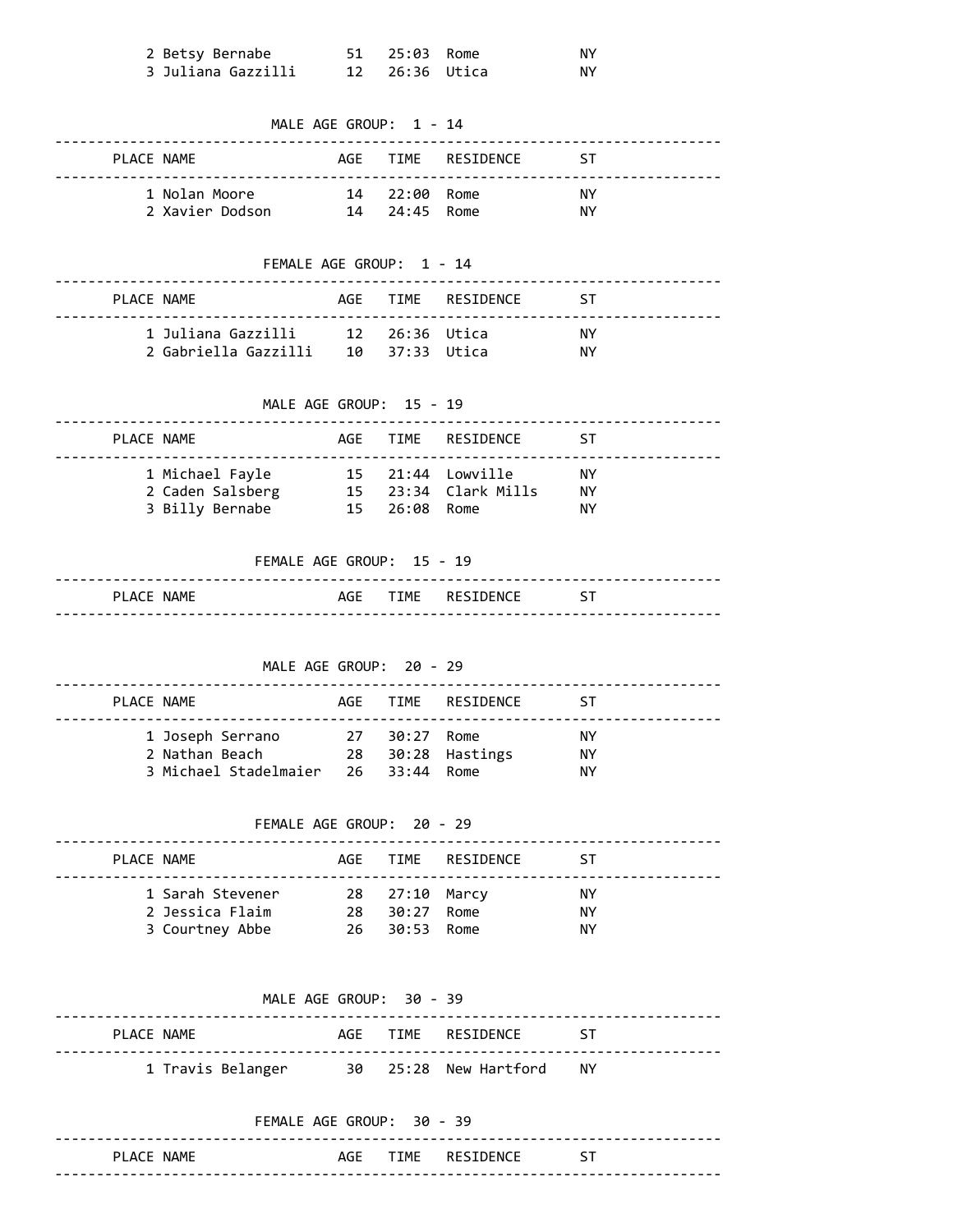| PLACE | NAME | AGE | TIME | RESIDENCE | ST |
|---|---|---|---|---|---|
| 2 | Betsy Bernabe | 51 | 25:03 | Rome | NY |
| 3 | Juliana Gazzilli | 12 | 26:36 | Utica | NY |

### MALE AGE GROUP: 1 - 14

| PLACE | NAME | AGE | TIME | RESIDENCE | ST |
|---|---|---|---|---|---|
| 1 | Nolan Moore | 14 | 22:00 | Rome | NY |
| 2 | Xavier Dodson | 14 | 24:45 | Rome | NY |

### FEMALE AGE GROUP: 1 - 14

| PLACE | NAME | AGE | TIME | RESIDENCE | ST |
|---|---|---|---|---|---|
| 1 | Juliana Gazzilli | 12 | 26:36 | Utica | NY |
| 2 | Gabriella Gazzilli | 10 | 37:33 | Utica | NY |

### MALE AGE GROUP: 15 - 19

| PLACE | NAME | AGE | TIME | RESIDENCE | ST |
|---|---|---|---|---|---|
| 1 | Michael Fayle | 15 | 21:44 | Lowville | NY |
| 2 | Caden Salsberg | 15 | 23:34 | Clark Mills | NY |
| 3 | Billy Bernabe | 15 | 26:08 | Rome | NY |

### FEMALE AGE GROUP: 15 - 19

| PLACE | NAME | AGE | TIME | RESIDENCE | ST |
|---|---|---|---|---|---|

### MALE AGE GROUP: 20 - 29

| PLACE | NAME | AGE | TIME | RESIDENCE | ST |
|---|---|---|---|---|---|
| 1 | Joseph Serrano | 27 | 30:27 | Rome | NY |
| 2 | Nathan Beach | 28 | 30:28 | Hastings | NY |
| 3 | Michael Stadelmaier | 26 | 33:44 | Rome | NY |

### FEMALE AGE GROUP: 20 - 29

| PLACE | NAME | AGE | TIME | RESIDENCE | ST |
|---|---|---|---|---|---|
| 1 | Sarah Stevener | 28 | 27:10 | Marcy | NY |
| 2 | Jessica Flaim | 28 | 30:27 | Rome | NY |
| 3 | Courtney Abbe | 26 | 30:53 | Rome | NY |

### MALE AGE GROUP: 30 - 39

| PLACE | NAME | AGE | TIME | RESIDENCE | ST |
|---|---|---|---|---|---|
| 1 | Travis Belanger | 30 | 25:28 | New Hartford | NY |

### FEMALE AGE GROUP: 30 - 39

| PLACE | NAME | AGE | TIME | RESIDENCE | ST |
|---|---|---|---|---|---|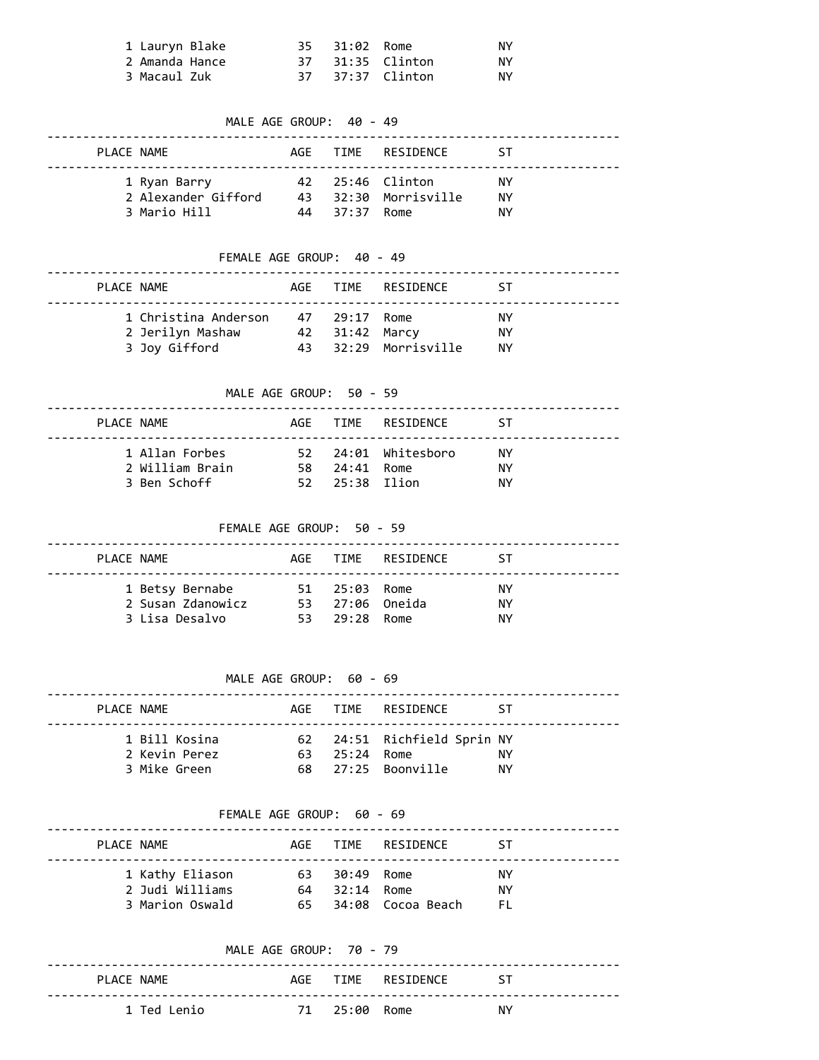| PLACE | NAME | AGE | TIME | RESIDENCE | ST |
|---|---|---|---|---|---|
| 1 | Lauryn Blake | 35 | 31:02 | Rome | NY |
| 2 | Amanda Hance | 37 | 31:35 | Clinton | NY |
| 3 | Macaul Zuk | 37 | 37:37 | Clinton | NY |

### MALE AGE GROUP: 40 - 49

| PLACE | NAME | AGE | TIME | RESIDENCE | ST |
|---|---|---|---|---|---|
| 1 | Ryan Barry | 42 | 25:46 | Clinton | NY |
| 2 | Alexander Gifford | 43 | 32:30 | Morrisville | NY |
| 3 | Mario Hill | 44 | 37:37 | Rome | NY |

### FEMALE AGE GROUP: 40 - 49

| PLACE | NAME | AGE | TIME | RESIDENCE | ST |
|---|---|---|---|---|---|
| 1 | Christina Anderson | 47 | 29:17 | Rome | NY |
| 2 | Jerilyn Mashaw | 42 | 31:42 | Marcy | NY |
| 3 | Joy Gifford | 43 | 32:29 | Morrisville | NY |

### MALE AGE GROUP: 50 - 59

| PLACE | NAME | AGE | TIME | RESIDENCE | ST |
|---|---|---|---|---|---|
| 1 | Allan Forbes | 52 | 24:01 | Whitesboro | NY |
| 2 | William Brain | 58 | 24:41 | Rome | NY |
| 3 | Ben Schoff | 52 | 25:38 | Ilion | NY |

### FEMALE AGE GROUP: 50 - 59

| PLACE | NAME | AGE | TIME | RESIDENCE | ST |
|---|---|---|---|---|---|
| 1 | Betsy Bernabe | 51 | 25:03 | Rome | NY |
| 2 | Susan Zdanowicz | 53 | 27:06 | Oneida | NY |
| 3 | Lisa Desalvo | 53 | 29:28 | Rome | NY |

### MALE AGE GROUP: 60 - 69

| PLACE | NAME | AGE | TIME | RESIDENCE | ST |
|---|---|---|---|---|---|
| 1 | Bill Kosina | 62 | 24:51 | Richfield Sprin | NY |
| 2 | Kevin Perez | 63 | 25:24 | Rome | NY |
| 3 | Mike Green | 68 | 27:25 | Boonville | NY |

### FEMALE AGE GROUP: 60 - 69

| PLACE | NAME | AGE | TIME | RESIDENCE | ST |
|---|---|---|---|---|---|
| 1 | Kathy Eliason | 63 | 30:49 | Rome | NY |
| 2 | Judi Williams | 64 | 32:14 | Rome | NY |
| 3 | Marion Oswald | 65 | 34:08 | Cocoa Beach | FL |

### MALE AGE GROUP: 70 - 79

| PLACE | NAME | AGE | TIME | RESIDENCE | ST |
|---|---|---|---|---|---|
| 1 | Ted Lenio | 71 | 25:00 | Rome | NY |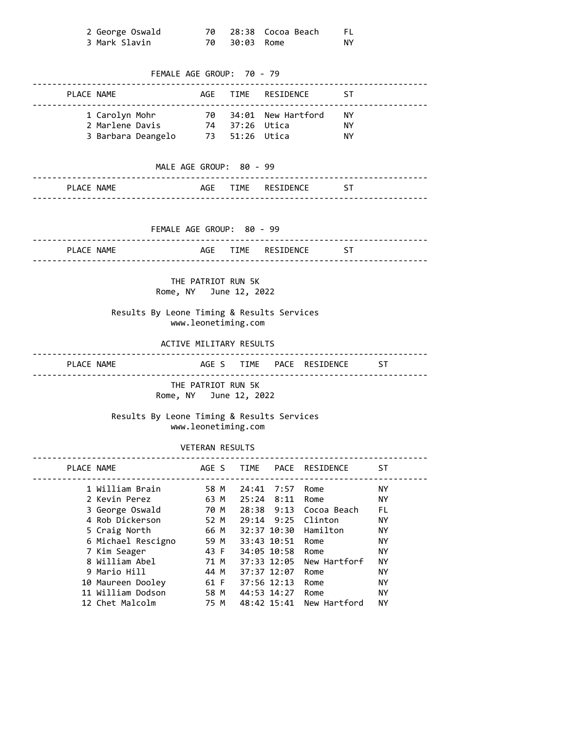| PLACE | NAME | AGE | TIME | RESIDENCE | ST |
|---|---|---|---|---|---|
| 2 | George Oswald | 70 | 28:38 | Cocoa Beach | FL |
| 3 | Mark Slavin | 70 | 30:03 | Rome | NY |

FEMALE AGE GROUP: 70 - 79

| PLACE | NAME | AGE | TIME | RESIDENCE | ST |
|---|---|---|---|---|---|
| 1 | Carolyn Mohr | 70 | 34:01 | New Hartford | NY |
| 2 | Marlene Davis | 74 | 37:26 | Utica | NY |
| 3 | Barbara Deangelo | 73 | 51:26 | Utica | NY |

MALE AGE GROUP: 80 - 99

| PLACE | NAME | AGE | TIME | RESIDENCE | ST |
|---|---|---|---|---|---|

FEMALE AGE GROUP: 80 - 99

| PLACE | NAME | AGE | TIME | RESIDENCE | ST |
|---|---|---|---|---|---|

THE PATRIOT RUN 5K
Rome, NY June 12, 2022

Results By Leone Timing & Results Services
www.leonetiming.com

ACTIVE MILITARY RESULTS

| PLACE | NAME | AGE | S | TIME | PACE | RESIDENCE | ST |
|---|---|---|---|---|---|---|---|

THE PATRIOT RUN 5K
Rome, NY June 12, 2022

Results By Leone Timing & Results Services
www.leonetiming.com

VETERAN RESULTS

| PLACE | NAME | AGE | S | TIME | PACE | RESIDENCE | ST |
|---|---|---|---|---|---|---|---|
| 1 | William Brain | 58 | M | 24:41 | 7:57 | Rome | NY |
| 2 | Kevin Perez | 63 | M | 25:24 | 8:11 | Rome | NY |
| 3 | George Oswald | 70 | M | 28:38 | 9:13 | Cocoa Beach | FL |
| 4 | Rob Dickerson | 52 | M | 29:14 | 9:25 | Clinton | NY |
| 5 | Craig North | 66 | M | 32:37 | 10:30 | Hamilton | NY |
| 6 | Michael Rescigno | 59 | M | 33:43 | 10:51 | Rome | NY |
| 7 | Kim Seager | 43 | F | 34:05 | 10:58 | Rome | NY |
| 8 | William Abel | 71 | M | 37:33 | 12:05 | New Hartforf | NY |
| 9 | Mario Hill | 44 | M | 37:37 | 12:07 | Rome | NY |
| 10 | Maureen Dooley | 61 | F | 37:56 | 12:13 | Rome | NY |
| 11 | William Dodson | 58 | M | 44:53 | 14:27 | Rome | NY |
| 12 | Chet Malcolm | 75 | M | 48:42 | 15:41 | New Hartford | NY |